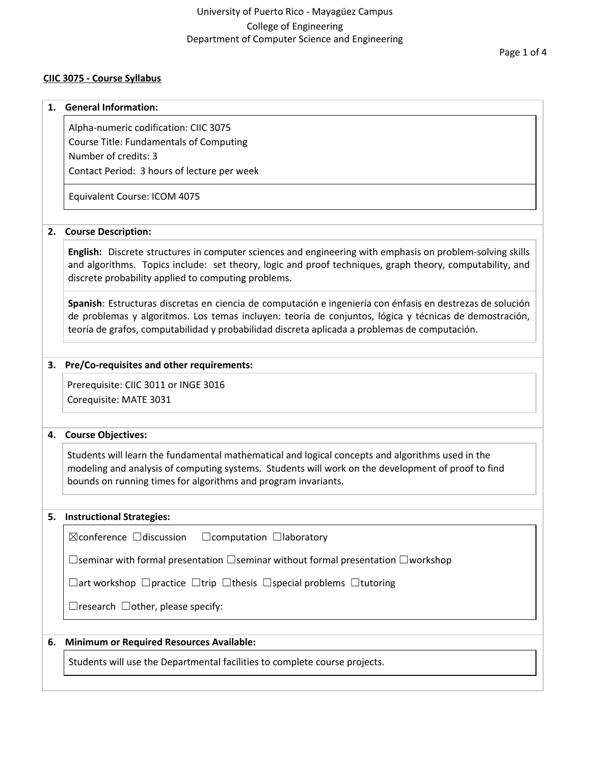University of Puerto Rico - Mayagüez Campus
College of Engineering
Department of Computer Science and Engineering

**CIIC 3075 - Course Syllabus**

## 1. General Information:

Alpha-numeric codification: CIIC 3075
Course Title: Fundamentals of Computing
Number of credits: 3
Contact Period: 3 hours of lecture per week

Equivalent Course: ICOM 4075

## 2. Course Description:

**English:** Discrete structures in computer sciences and engineering with emphasis on problem-solving skills and algorithms. Topics include: set theory, logic and proof techniques, graph theory, computability, and discrete probability applied to computing problems.

**Spanish**: Estructuras discretas en ciencia de computación e ingeniería con énfasis en destrezas de solución de problemas y algoritmos. Los temas incluyen: teoría de conjuntos, lógica y técnicas de demostración, teoría de grafos, computabilidad y probabilidad discreta aplicada a problemas de computación.

## 3. Pre/Co-requisites and other requirements:

Prerequisite: CIIC 3011 or INGE 3016
Corequisite: MATE 3031

## 4. Course Objectives:

Students will learn the fundamental mathematical and logical concepts and algorithms used in the modeling and analysis of computing systems. Students will work on the development of proof to find bounds on running times for algorithms and program invariants.

## 5. Instructional Strategies:

☒conference ☐discussion ☐computation ☐laboratory

☐seminar with formal presentation ☐seminar without formal presentation ☐workshop

☐art workshop ☐practice ☐trip ☐thesis ☐special problems ☐tutoring

☐research ☐other, please specify:

## 6. Minimum or Required Resources Available:

Students will use the Departmental facilities to complete course projects.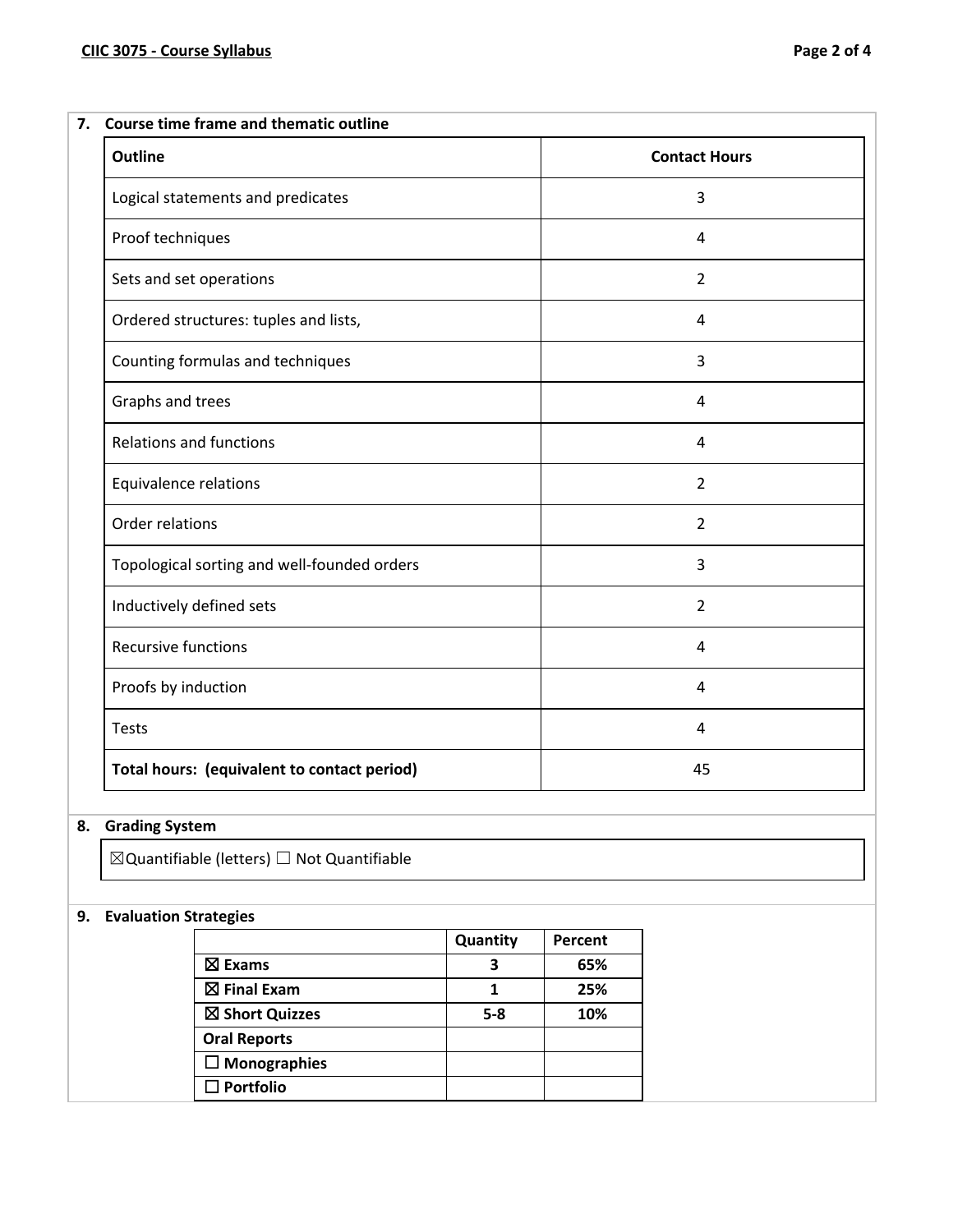**7. Course time frame and thematic outline**

| Outline | Contact Hours |
| --- | --- |
| Logical statements and predicates | 3 |
| Proof techniques | 4 |
| Sets and set operations | 2 |
| Ordered structures: tuples and lists, | 4 |
| Counting formulas and techniques | 3 |
| Graphs and trees | 4 |
| Relations and functions | 4 |
| Equivalence relations | 2 |
| Order relations | 2 |
| Topological sorting and well-founded orders | 3 |
| Inductively defined sets | 2 |
| Recursive functions | 4 |
| Proofs by induction | 4 |
| Tests | 4 |
| **Total hours: (equivalent to contact period)** | 45 |

**8. Grading System**

☒Quantifiable (letters) ☐ Not Quantifiable

**9. Evaluation Strategies**

| | Quantity | Percent |
| --- | --- | --- |
| ☒ **Exams** | **3** | **65%** |
| ☒ **Final Exam** | **1** | **25%** |
| ☒ **Short Quizzes** | **5-8** | **10%** |
| **Oral Reports** | | |
| ☐ **Monographies** | | |
| ☐ **Portfolio** | | |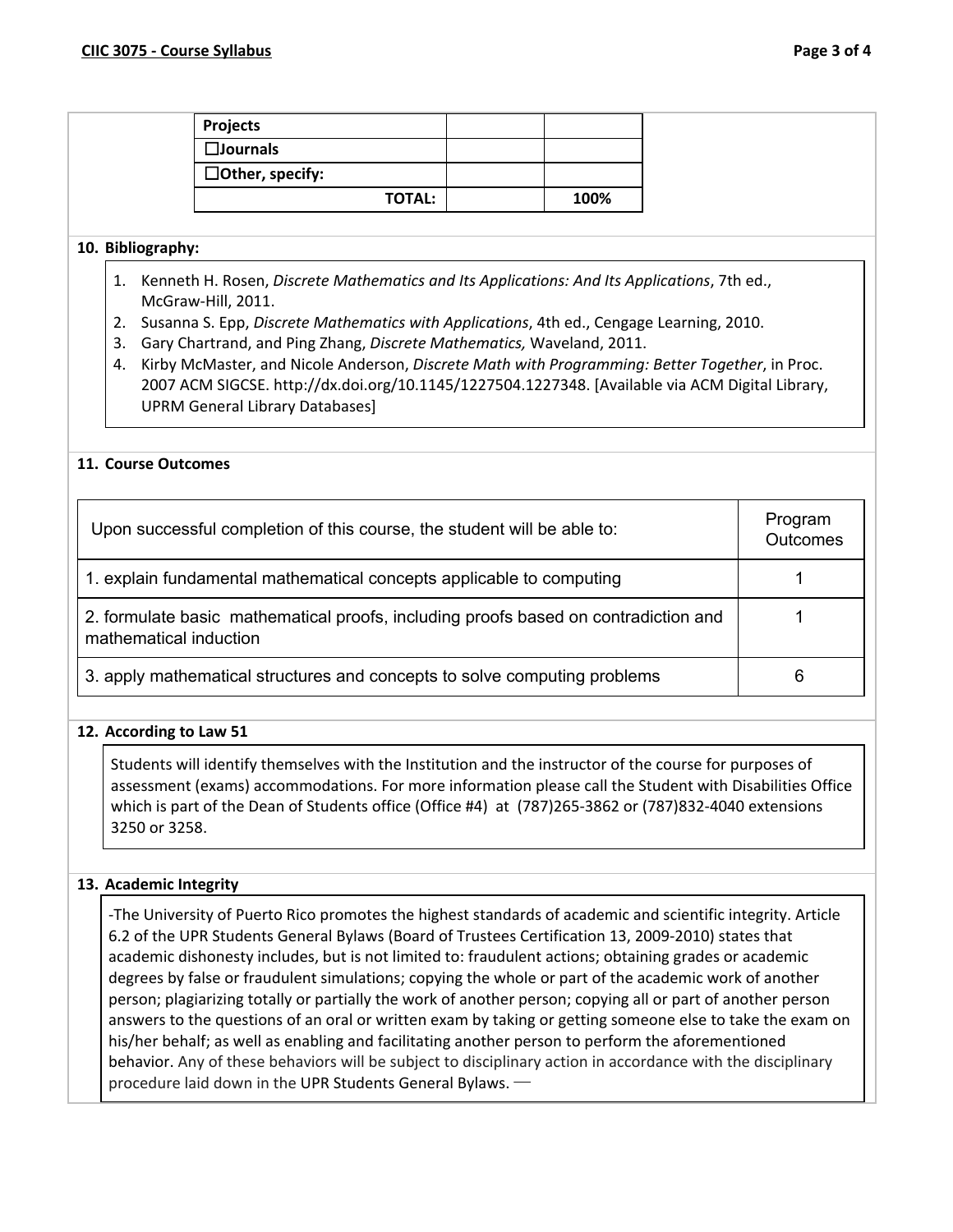| | | |
|---|---|---|
| **Projects** | | |
| ☐**Journals** | | |
| ☐**Other, specify:** | | |
| **TOTAL:** | | **100%** |

**10. Bibliography:**

1. Kenneth H. Rosen, *Discrete Mathematics and Its Applications: And Its Applications*, 7th ed., McGraw-Hill, 2011.
2. Susanna S. Epp, *Discrete Mathematics with Applications*, 4th ed., Cengage Learning, 2010.
3. Gary Chartrand, and Ping Zhang, *Discrete Mathematics,* Waveland, 2011.
4. Kirby McMaster, and Nicole Anderson, *Discrete Math with Programming: Better Together*, in Proc. 2007 ACM SIGCSE. http://dx.doi.org/10.1145/1227504.1227348. [Available via ACM Digital Library, UPRM General Library Databases]

**11. Course Outcomes**

| Upon successful completion of this course, the student will be able to: | Program Outcomes |
|---|---|
| 1. explain fundamental mathematical concepts applicable to computing | 1 |
| 2. formulate basic mathematical proofs, including proofs based on contradiction and mathematical induction | 1 |
| 3. apply mathematical structures and concepts to solve computing problems | 6 |

**12. According to Law 51**

Students will identify themselves with the Institution and the instructor of the course for purposes of assessment (exams) accommodations. For more information please call the Student with Disabilities Office which is part of the Dean of Students office (Office #4) at (787)265-3862 or (787)832-4040 extensions 3250 or 3258.

**13. Academic Integrity**

-The University of Puerto Rico promotes the highest standards of academic and scientific integrity. Article 6.2 of the UPR Students General Bylaws (Board of Trustees Certification 13, 2009-2010) states that academic dishonesty includes, but is not limited to: fraudulent actions; obtaining grades or academic degrees by false or fraudulent simulations; copying the whole or part of the academic work of another person; plagiarizing totally or partially the work of another person; copying all or part of another person answers to the questions of an oral or written exam by taking or getting someone else to take the exam on his/her behalf; as well as enabling and facilitating another person to perform the aforementioned behavior. Any of these behaviors will be subject to disciplinary action in accordance with the disciplinary procedure laid down in the UPR Students General Bylaws. —